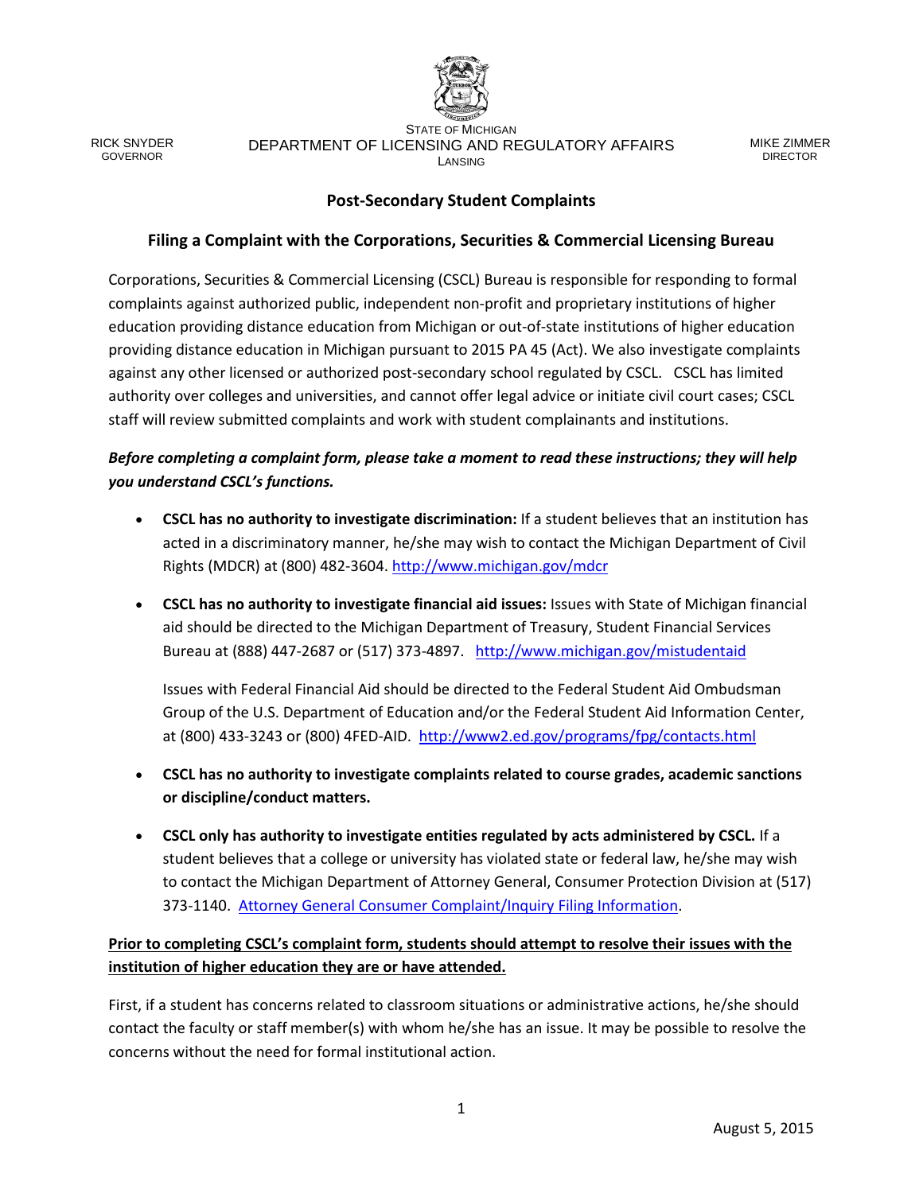RICK SNYDER
GOVERNOR

STATE OF MICHIGAN
DEPARTMENT OF LICENSING AND REGULATORY AFFAIRS
LANSING

MIKE ZIMMER
DIRECTOR

## Post-Secondary Student Complaints

### Filing a Complaint with the Corporations, Securities & Commercial Licensing Bureau

Corporations, Securities & Commercial Licensing (CSCL) Bureau is responsible for responding to formal complaints against authorized public, independent non-profit and proprietary institutions of higher education providing distance education from Michigan or out-of-state institutions of higher education providing distance education in Michigan pursuant to 2015 PA 45 (Act). We also investigate complaints against any other licensed or authorized post-secondary school regulated by CSCL. CSCL has limited authority over colleges and universities, and cannot offer legal advice or initiate civil court cases; CSCL staff will review submitted complaints and work with student complainants and institutions.

***Before completing a complaint form, please take a moment to read these instructions; they will help you understand CSCL's functions.***

- **CSCL has no authority to investigate discrimination:** If a student believes that an institution has acted in a discriminatory manner, he/she may wish to contact the Michigan Department of Civil Rights (MDCR) at (800) 482-3604. http://www.michigan.gov/mdcr

- **CSCL has no authority to investigate financial aid issues:** Issues with State of Michigan financial aid should be directed to the Michigan Department of Treasury, Student Financial Services Bureau at (888) 447-2687 or (517) 373-4897. http://www.michigan.gov/mistudentaid

  Issues with Federal Financial Aid should be directed to the Federal Student Aid Ombudsman Group of the U.S. Department of Education and/or the Federal Student Aid Information Center, at (800) 433-3243 or (800) 4FED-AID. http://www2.ed.gov/programs/fpg/contacts.html

- **CSCL has no authority to investigate complaints related to course grades, academic sanctions or discipline/conduct matters.**

- **CSCL only has authority to investigate entities regulated by acts administered by CSCL.** If a student believes that a college or university has violated state or federal law, he/she may wish to contact the Michigan Department of Attorney General, Consumer Protection Division at (517) 373-1140. Attorney General Consumer Complaint/Inquiry Filing Information.

**Prior to completing CSCL's complaint form, students should attempt to resolve their issues with the institution of higher education they are or have attended.**

First, if a student has concerns related to classroom situations or administrative actions, he/she should contact the faculty or staff member(s) with whom he/she has an issue. It may be possible to resolve the concerns without the need for formal institutional action.

August 5, 2015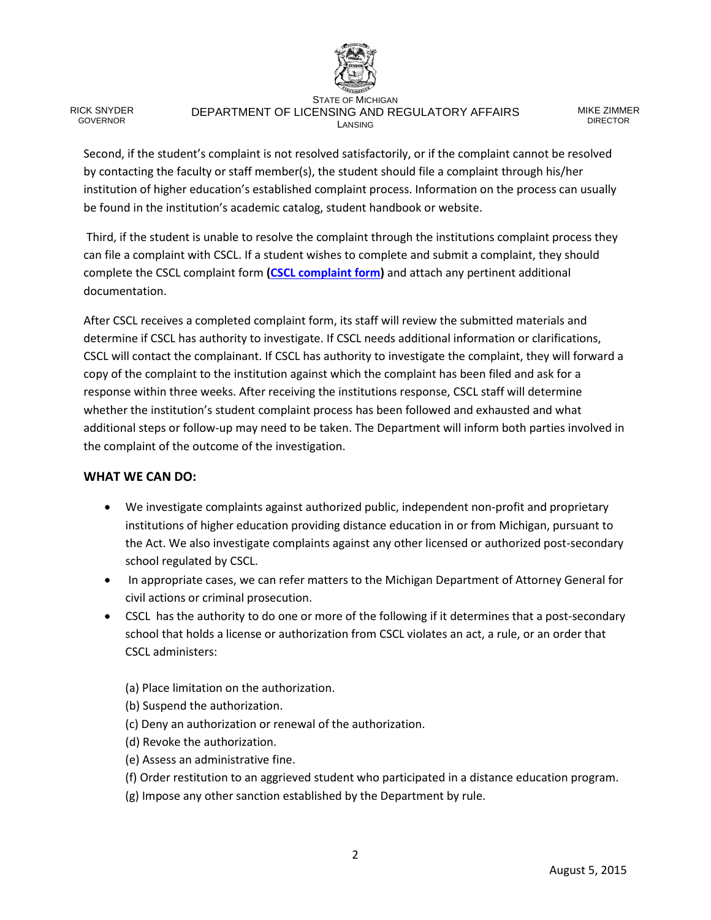Second, if the student's complaint is not resolved satisfactorily, or if the complaint cannot be resolved by contacting the faculty or staff member(s), the student should file a complaint through his/her institution of higher education's established complaint process. Information on the process can usually be found in the institution's academic catalog, student handbook or website.

Third, if the student is unable to resolve the complaint through the institutions complaint process they can file a complaint with CSCL. If a student wishes to complete and submit a complaint, they should complete the CSCL complaint form **(CSCL complaint form)** and attach any pertinent additional documentation.

After CSCL receives a completed complaint form, its staff will review the submitted materials and determine if CSCL has authority to investigate. If CSCL needs additional information or clarifications, CSCL will contact the complainant. If CSCL has authority to investigate the complaint, they will forward a copy of the complaint to the institution against which the complaint has been filed and ask for a response within three weeks. After receiving the institutions response, CSCL staff will determine whether the institution's student complaint process has been followed and exhausted and what additional steps or follow-up may need to be taken. The Department will inform both parties involved in the complaint of the outcome of the investigation.

**WHAT WE CAN DO:**

- We investigate complaints against authorized public, independent non-profit and proprietary institutions of higher education providing distance education in or from Michigan, pursuant to the Act. We also investigate complaints against any other licensed or authorized post-secondary school regulated by CSCL.
- In appropriate cases, we can refer matters to the Michigan Department of Attorney General for civil actions or criminal prosecution.
- CSCL has the authority to do one or more of the following if it determines that a post-secondary school that holds a license or authorization from CSCL violates an act, a rule, or an order that CSCL administers:

  (a) Place limitation on the authorization.
  (b) Suspend the authorization.
  (c) Deny an authorization or renewal of the authorization.
  (d) Revoke the authorization.
  (e) Assess an administrative fine.
  (f) Order restitution to an aggrieved student who participated in a distance education program.
  (g) Impose any other sanction established by the Department by rule.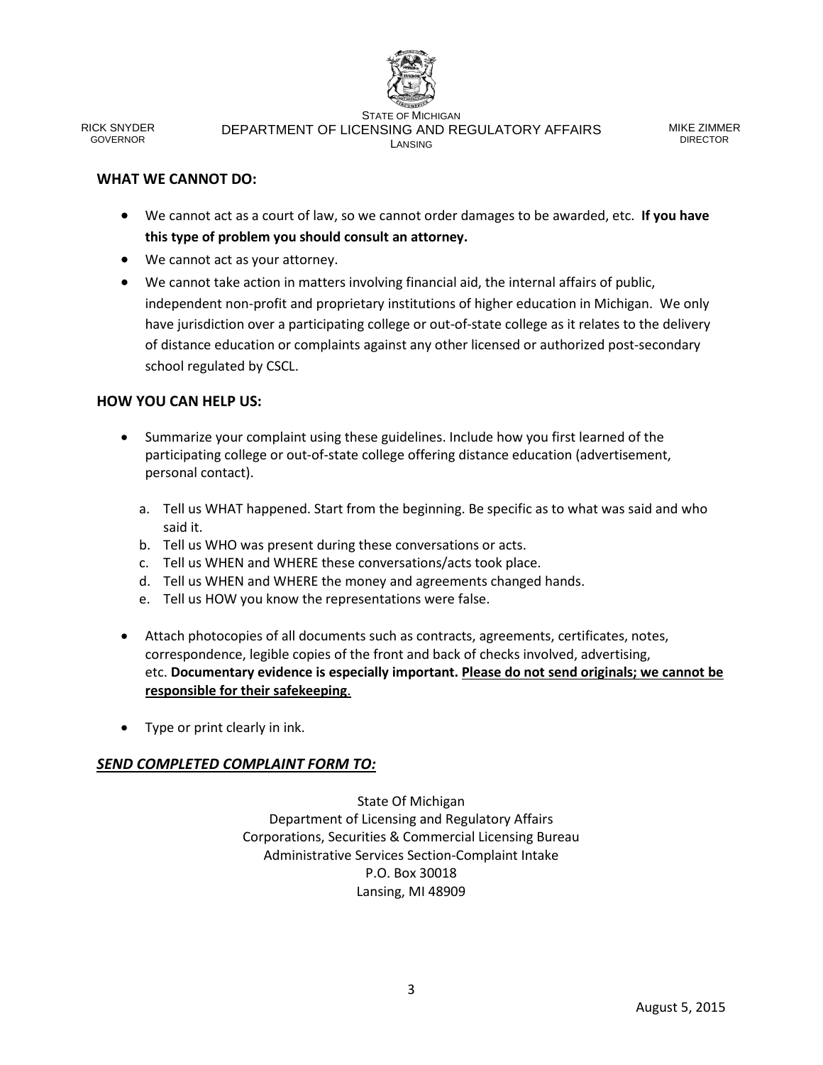## WHAT WE CANNOT DO:

- We cannot act as a court of law, so we cannot order damages to be awarded, etc. **If you have this type of problem you should consult an attorney.**
- We cannot act as your attorney.
- We cannot take action in matters involving financial aid, the internal affairs of public, independent non-profit and proprietary institutions of higher education in Michigan. We only have jurisdiction over a participating college or out-of-state college as it relates to the delivery of distance education or complaints against any other licensed or authorized post-secondary school regulated by CSCL.

## HOW YOU CAN HELP US:

- Summarize your complaint using these guidelines. Include how you first learned of the participating college or out-of-state college offering distance education (advertisement, personal contact).

   a. Tell us WHAT happened. Start from the beginning. Be specific as to what was said and who said it.
   b. Tell us WHO was present during these conversations or acts.
   c. Tell us WHEN and WHERE these conversations/acts took place.
   d. Tell us WHEN and WHERE the money and agreements changed hands.
   e. Tell us HOW you know the representations were false.

- Attach photocopies of all documents such as contracts, agreements, certificates, notes, correspondence, legible copies of the front and back of checks involved, advertising, etc. **Documentary evidence is especially important. <u>Please do not send originals; we cannot be responsible for their safekeeping</u>.**

- Type or print clearly in ink.

## ***<u>SEND COMPLETED COMPLAINT FORM TO:</u>***

State Of Michigan
Department of Licensing and Regulatory Affairs
Corporations, Securities & Commercial Licensing Bureau
Administrative Services Section-Complaint Intake
P.O. Box 30018
Lansing, MI 48909

August 5, 2015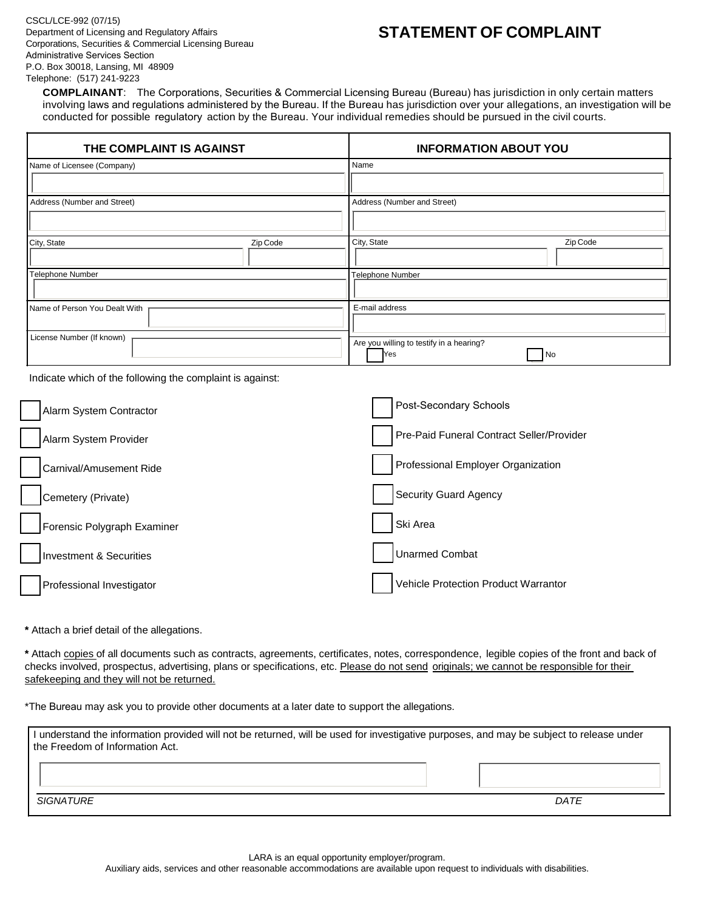CSCL/LCE-992 (07/15)
Department of Licensing and Regulatory Affairs
Corporations, Securities & Commercial Licensing Bureau
Administrative Services Section
P.O. Box 30018, Lansing, MI 48909
Telephone: (517) 241-9223

# STATEMENT OF COMPLAINT

**COMPLAINANT**: The Corporations, Securities & Commercial Licensing Bureau (Bureau) has jurisdiction in only certain matters involving laws and regulations administered by the Bureau. If the Bureau has jurisdiction over your allegations, an investigation will be conducted for possible regulatory action by the Bureau. Your individual remedies should be pursued in the civil courts.

| THE COMPLAINT IS AGAINST | | INFORMATION ABOUT YOU | |
|---|---|---|---|
| Name of Licensee (Company) | | Name | |
| Address (Number and Street) | | Address (Number and Street) | |
| City, State | Zip Code | City, State | Zip Code |
| Telephone Number | | Telephone Number | |
| Name of Person You Dealt With | | E-mail address | |
| License Number (If known) | | Are you willing to testify in a hearing? ☐ Yes | ☐ No |

Indicate which of the following the complaint is against:

- ☐ Alarm System Contractor
- ☐ Alarm System Provider
- ☐ Carnival/Amusement Ride
- ☐ Cemetery (Private)
- ☐ Forensic Polygraph Examiner
- ☐ Investment & Securities
- ☐ Professional Investigator
- ☐ Post-Secondary Schools
- ☐ Pre-Paid Funeral Contract Seller/Provider
- ☐ Professional Employer Organization
- ☐ Security Guard Agency
- ☐ Ski Area
- ☐ Unarmed Combat
- ☐ Vehicle Protection Product Warrantor

**\*** Attach a brief detail of the allegations.

**\*** Attach copies of all documents such as contracts, agreements, certificates, notes, correspondence, legible copies of the front and back of checks involved, prospectus, advertising, plans or specifications, etc. Please do not send originals; we cannot be responsible for their safekeeping and they will not be returned.

*The Bureau may ask you to provide other documents at a later date to support the allegations.

I understand the information provided will not be returned, will be used for investigative purposes, and may be subject to release under the Freedom of Information Act.

| | |
|---|---|
| *SIGNATURE* | *DATE* |

LARA is an equal opportunity employer/program.
Auxiliary aids, services and other reasonable accommodations are available upon request to individuals with disabilities.